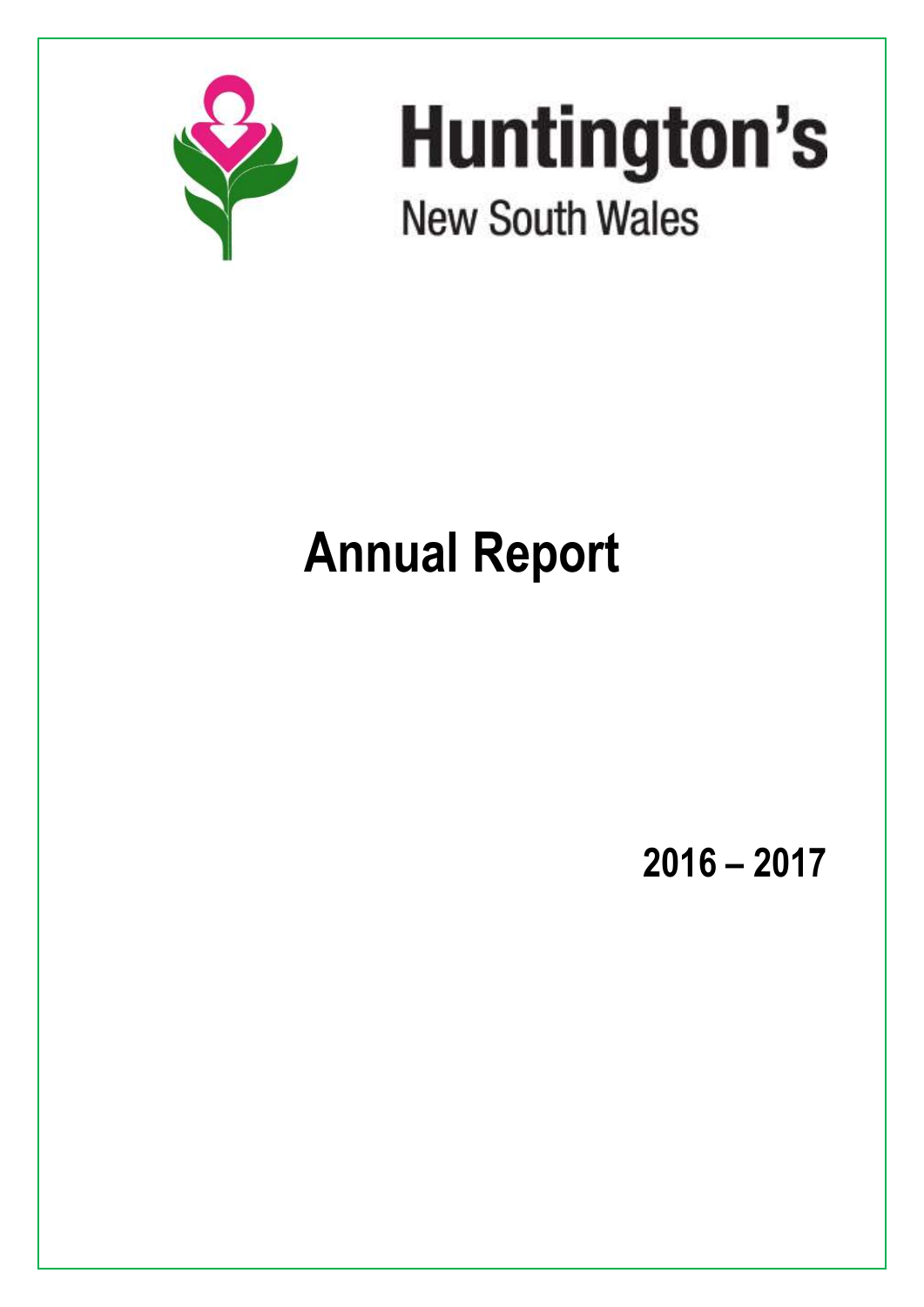# Huntington's

New South Wales

# Annual Report

**2016 – 2017**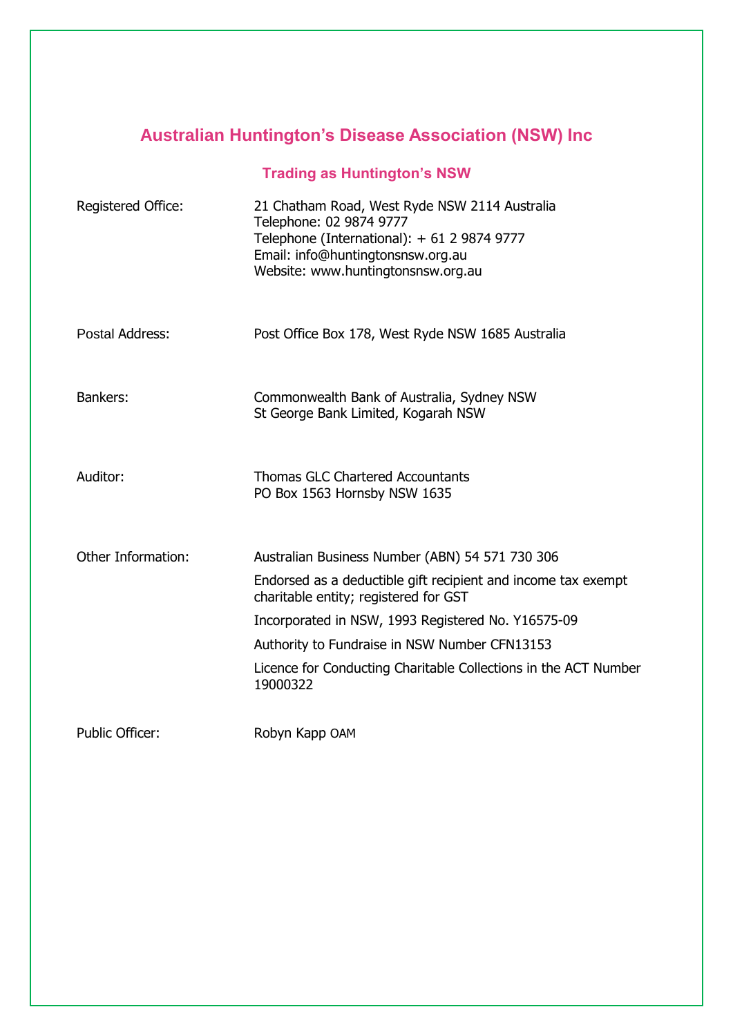# Australian Huntington's Disease Association (NSW) Inc

## Trading as Huntington's NSW

| | |
|---|---|
| Registered Office: | 21 Chatham Road, West Ryde NSW 2114 Australia<br>Telephone: 02 9874 9777<br>Telephone (International): + 61 2 9874 9777<br>Email: info@huntingtonsnsw.org.au<br>Website: www.huntingtonsnsw.org.au |
| Postal Address: | Post Office Box 178, West Ryde NSW 1685 Australia |
| Bankers: | Commonwealth Bank of Australia, Sydney NSW<br>St George Bank Limited, Kogarah NSW |
| Auditor: | Thomas GLC Chartered Accountants<br>PO Box 1563 Hornsby NSW 1635 |
| Other Information: | Australian Business Number (ABN) 54 571 730 306<br>Endorsed as a deductible gift recipient and income tax exempt charitable entity; registered for GST<br>Incorporated in NSW, 1993 Registered No. Y16575-09<br>Authority to Fundraise in NSW Number CFN13153<br>Licence for Conducting Charitable Collections in the ACT Number 19000322 |
| Public Officer: | Robyn Kapp OAM |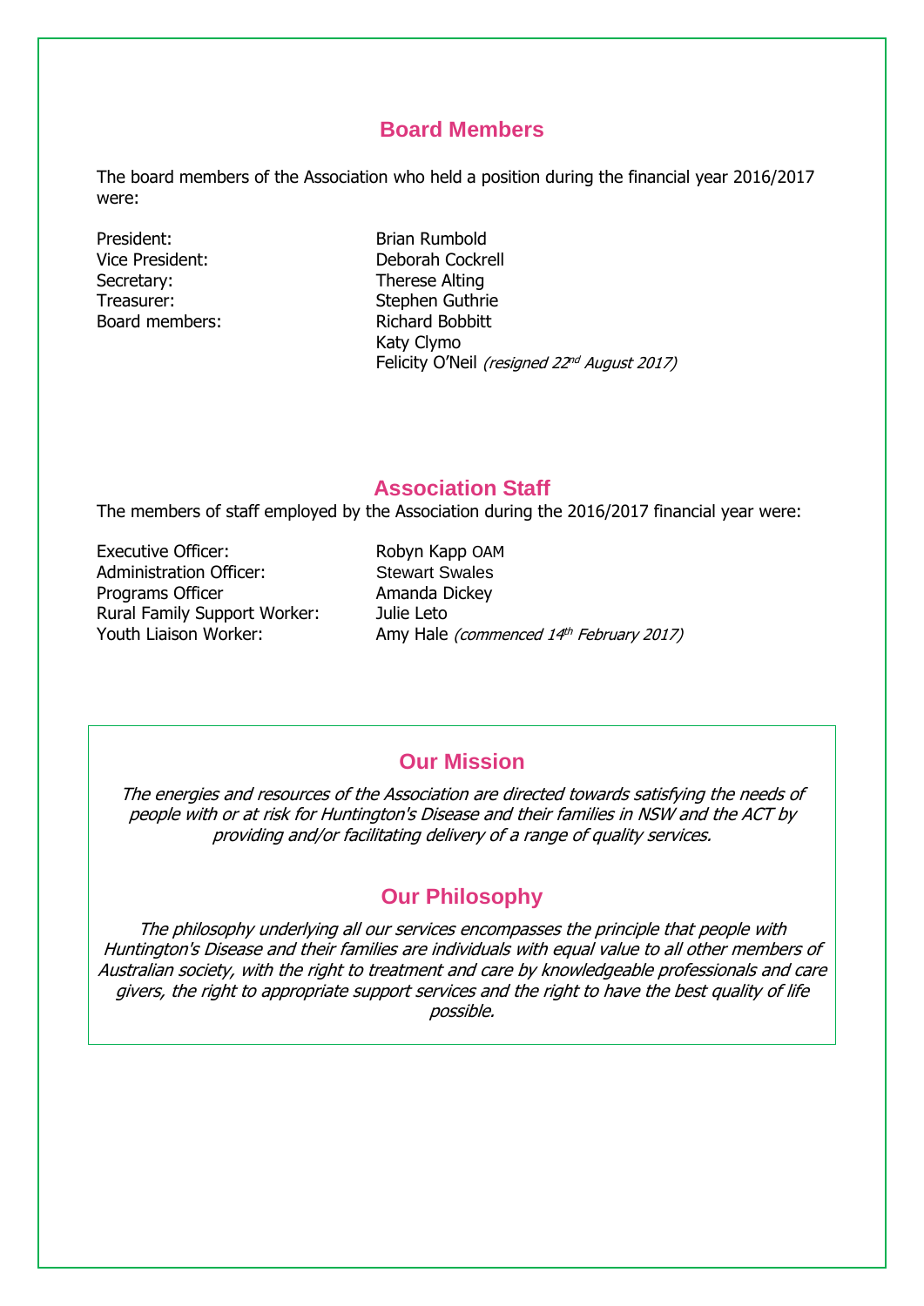## Board Members

The board members of the Association who held a position during the financial year 2016/2017 were:

| | |
|---|---|
| President: | Brian Rumbold |
| Vice President: | Deborah Cockrell |
| Secretary: | Therese Alting |
| Treasurer: | Stephen Guthrie |
| Board members: | Richard Bobbitt |
| | Katy Clymo |
| | Felicity O'Neil *(resigned 22nd August 2017)* |

## Association Staff

The members of staff employed by the Association during the 2016/2017 financial year were:

| | |
|---|---|
| Executive Officer: | Robyn Kapp OAM |
| Administration Officer: | Stewart Swales |
| Programs Officer | Amanda Dickey |
| Rural Family Support Worker: | Julie Leto |
| Youth Liaison Worker: | Amy Hale *(commenced 14th February 2017)* |

## Our Mission

*The energies and resources of the Association are directed towards satisfying the needs of people with or at risk for Huntington's Disease and their families in NSW and the ACT by providing and/or facilitating delivery of a range of quality services.*

## Our Philosophy

*The philosophy underlying all our services encompasses the principle that people with Huntington's Disease and their families are individuals with equal value to all other members of Australian society, with the right to treatment and care by knowledgeable professionals and care givers, the right to appropriate support services and the right to have the best quality of life possible.*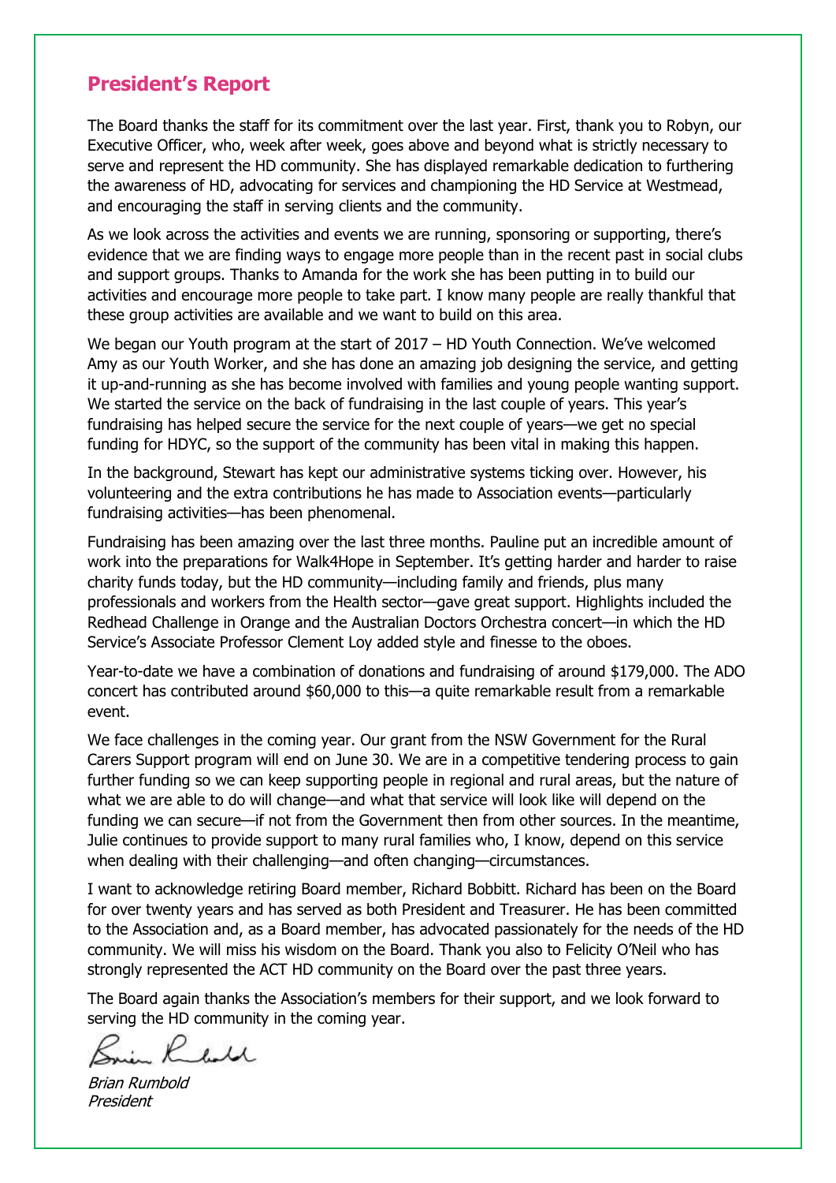## President's Report

The Board thanks the staff for its commitment over the last year. First, thank you to Robyn, our Executive Officer, who, week after week, goes above and beyond what is strictly necessary to serve and represent the HD community. She has displayed remarkable dedication to furthering the awareness of HD, advocating for services and championing the HD Service at Westmead, and encouraging the staff in serving clients and the community.

As we look across the activities and events we are running, sponsoring or supporting, there's evidence that we are finding ways to engage more people than in the recent past in social clubs and support groups. Thanks to Amanda for the work she has been putting in to build our activities and encourage more people to take part. I know many people are really thankful that these group activities are available and we want to build on this area.

We began our Youth program at the start of 2017 – HD Youth Connection. We've welcomed Amy as our Youth Worker, and she has done an amazing job designing the service, and getting it up-and-running as she has become involved with families and young people wanting support. We started the service on the back of fundraising in the last couple of years. This year's fundraising has helped secure the service for the next couple of years—we get no special funding for HDYC, so the support of the community has been vital in making this happen.

In the background, Stewart has kept our administrative systems ticking over. However, his volunteering and the extra contributions he has made to Association events—particularly fundraising activities—has been phenomenal.

Fundraising has been amazing over the last three months. Pauline put an incredible amount of work into the preparations for Walk4Hope in September. It's getting harder and harder to raise charity funds today, but the HD community—including family and friends, plus many professionals and workers from the Health sector—gave great support. Highlights included the Redhead Challenge in Orange and the Australian Doctors Orchestra concert—in which the HD Service's Associate Professor Clement Loy added style and finesse to the oboes.

Year-to-date we have a combination of donations and fundraising of around $179,000. The ADO concert has contributed around $60,000 to this—a quite remarkable result from a remarkable event.

We face challenges in the coming year. Our grant from the NSW Government for the Rural Carers Support program will end on June 30. We are in a competitive tendering process to gain further funding so we can keep supporting people in regional and rural areas, but the nature of what we are able to do will change—and what that service will look like will depend on the funding we can secure—if not from the Government then from other sources. In the meantime, Julie continues to provide support to many rural families who, I know, depend on this service when dealing with their challenging—and often changing—circumstances.

I want to acknowledge retiring Board member, Richard Bobbitt. Richard has been on the Board for over twenty years and has served as both President and Treasurer. He has been committed to the Association and, as a Board member, has advocated passionately for the needs of the HD community. We will miss his wisdom on the Board. Thank you also to Felicity O'Neil who has strongly represented the ACT HD community on the Board over the past three years.

The Board again thanks the Association's members for their support, and we look forward to serving the HD community in the coming year.

*Brian Rumbold*
*President*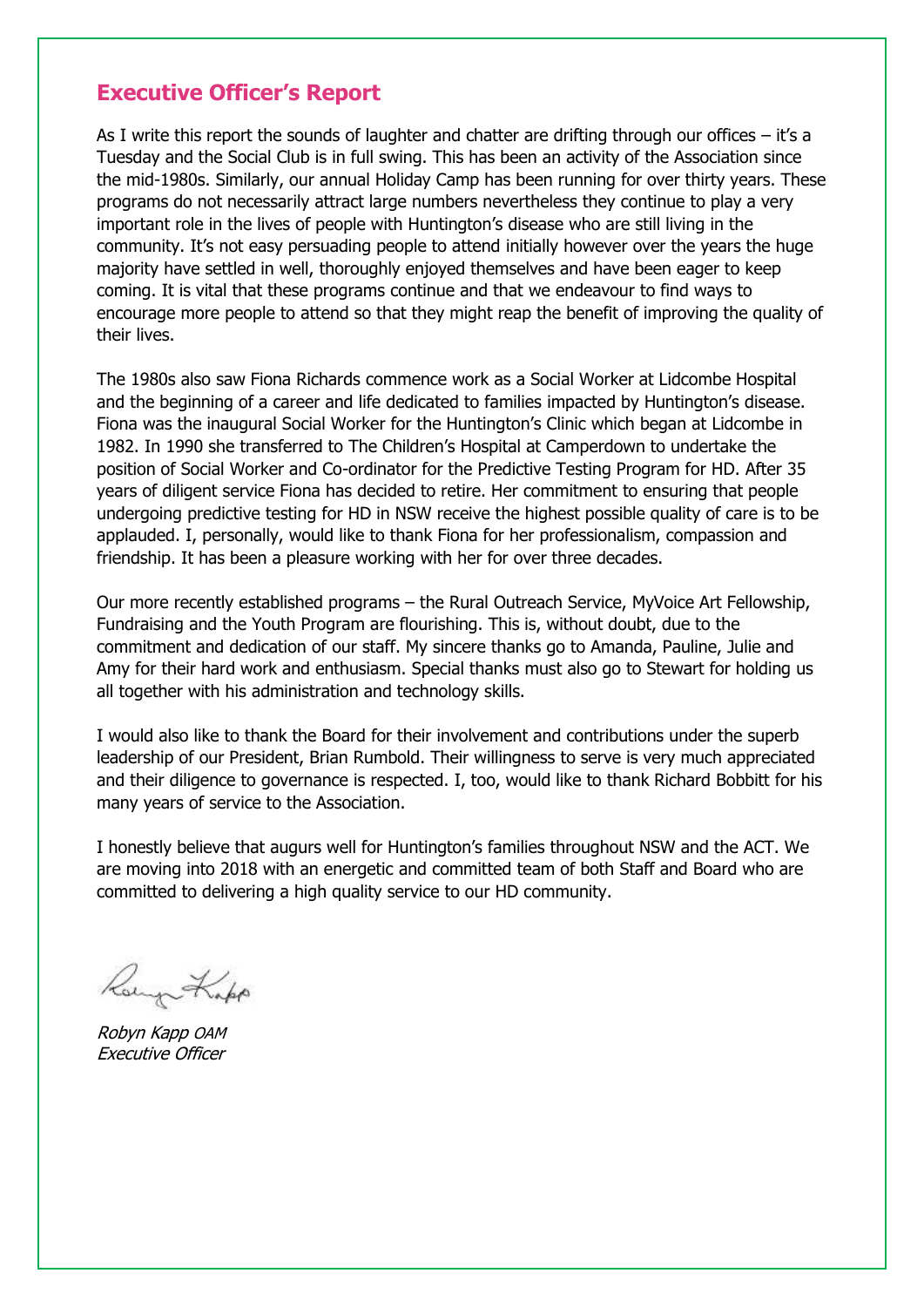## Executive Officer's Report

As I write this report the sounds of laughter and chatter are drifting through our offices – it's a Tuesday and the Social Club is in full swing. This has been an activity of the Association since the mid-1980s. Similarly, our annual Holiday Camp has been running for over thirty years. These programs do not necessarily attract large numbers nevertheless they continue to play a very important role in the lives of people with Huntington's disease who are still living in the community. It's not easy persuading people to attend initially however over the years the huge majority have settled in well, thoroughly enjoyed themselves and have been eager to keep coming. It is vital that these programs continue and that we endeavour to find ways to encourage more people to attend so that they might reap the benefit of improving the quality of their lives.

The 1980s also saw Fiona Richards commence work as a Social Worker at Lidcombe Hospital and the beginning of a career and life dedicated to families impacted by Huntington's disease. Fiona was the inaugural Social Worker for the Huntington's Clinic which began at Lidcombe in 1982. In 1990 she transferred to The Children's Hospital at Camperdown to undertake the position of Social Worker and Co-ordinator for the Predictive Testing Program for HD. After 35 years of diligent service Fiona has decided to retire. Her commitment to ensuring that people undergoing predictive testing for HD in NSW receive the highest possible quality of care is to be applauded. I, personally, would like to thank Fiona for her professionalism, compassion and friendship. It has been a pleasure working with her for over three decades.

Our more recently established programs – the Rural Outreach Service, MyVoice Art Fellowship, Fundraising and the Youth Program are flourishing. This is, without doubt, due to the commitment and dedication of our staff. My sincere thanks go to Amanda, Pauline, Julie and Amy for their hard work and enthusiasm. Special thanks must also go to Stewart for holding us all together with his administration and technology skills.

I would also like to thank the Board for their involvement and contributions under the superb leadership of our President, Brian Rumbold. Their willingness to serve is very much appreciated and their diligence to governance is respected. I, too, would like to thank Richard Bobbitt for his many years of service to the Association.

I honestly believe that augurs well for Huntington's families throughout NSW and the ACT. We are moving into 2018 with an energetic and committed team of both Staff and Board who are committed to delivering a high quality service to our HD community.

*Robyn Kapp OAM*
*Executive Officer*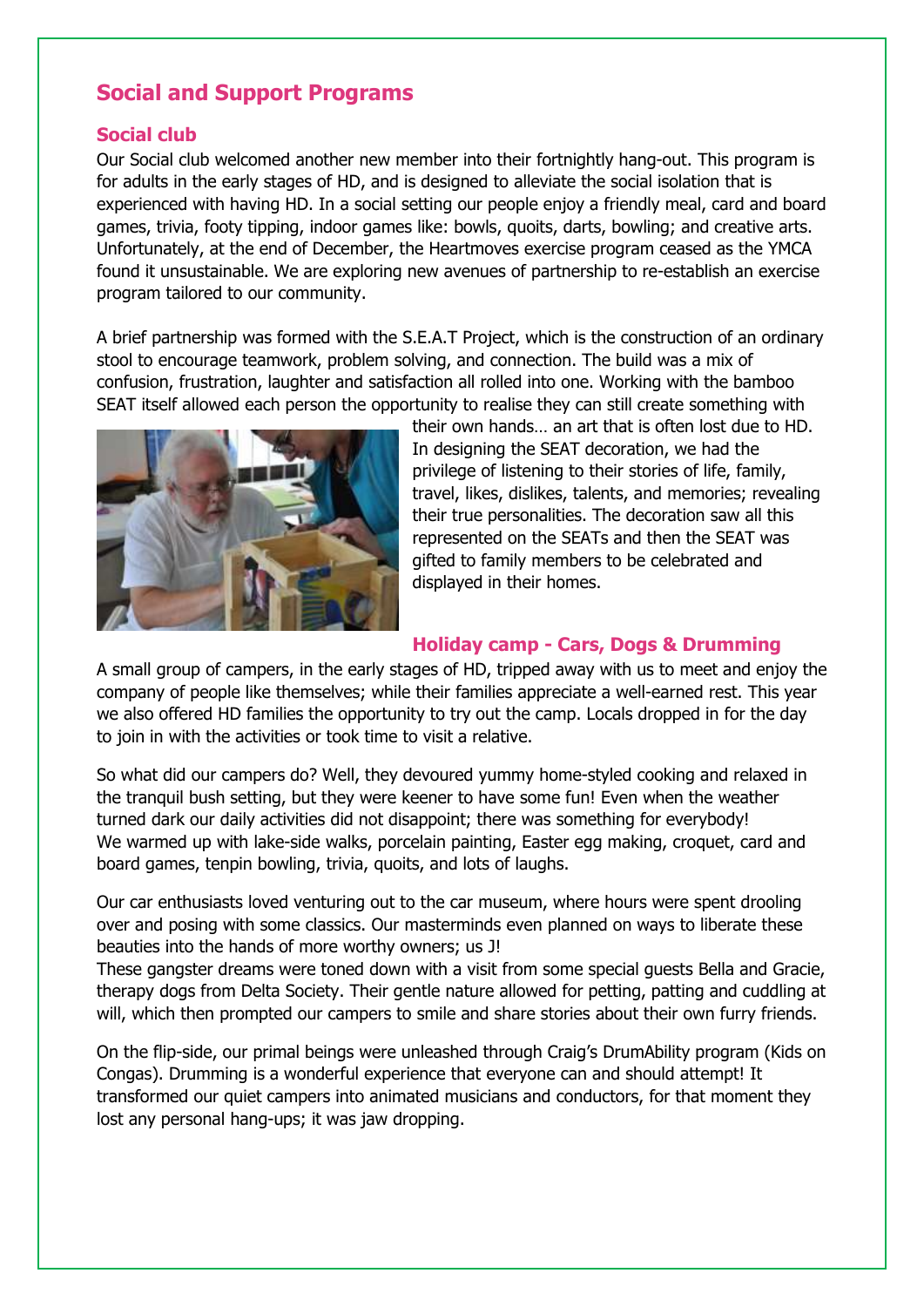## Social and Support Programs

### Social club

Our Social club welcomed another new member into their fortnightly hang-out. This program is for adults in the early stages of HD, and is designed to alleviate the social isolation that is experienced with having HD. In a social setting our people enjoy a friendly meal, card and board games, trivia, footy tipping, indoor games like: bowls, quoits, darts, bowling; and creative arts. Unfortunately, at the end of December, the Heartmoves exercise program ceased as the YMCA found it unsustainable. We are exploring new avenues of partnership to re-establish an exercise program tailored to our community.

A brief partnership was formed with the S.E.A.T Project, which is the construction of an ordinary stool to encourage teamwork, problem solving, and connection. The build was a mix of confusion, frustration, laughter and satisfaction all rolled into one. Working with the bamboo SEAT itself allowed each person the opportunity to realise they can still create something with their own hands… an art that is often lost due to HD. In designing the SEAT decoration, we had the privilege of listening to their stories of life, family, travel, likes, dislikes, talents, and memories; revealing their true personalities. The decoration saw all this represented on the SEATs and then the SEAT was gifted to family members to be celebrated and displayed in their homes.

### Holiday camp - Cars, Dogs & Drumming

A small group of campers, in the early stages of HD, tripped away with us to meet and enjoy the company of people like themselves; while their families appreciate a well-earned rest. This year we also offered HD families the opportunity to try out the camp. Locals dropped in for the day to join in with the activities or took time to visit a relative.

So what did our campers do? Well, they devoured yummy home-styled cooking and relaxed in the tranquil bush setting, but they were keener to have some fun! Even when the weather turned dark our daily activities did not disappoint; there was something for everybody! We warmed up with lake-side walks, porcelain painting, Easter egg making, croquet, card and board games, tenpin bowling, trivia, quoits, and lots of laughs.

Our car enthusiasts loved venturing out to the car museum, where hours were spent drooling over and posing with some classics. Our masterminds even planned on ways to liberate these beauties into the hands of more worthy owners; us J!
These gangster dreams were toned down with a visit from some special guests Bella and Gracie, therapy dogs from Delta Society. Their gentle nature allowed for petting, patting and cuddling at will, which then prompted our campers to smile and share stories about their own furry friends.

On the flip-side, our primal beings were unleashed through Craig's DrumAbility program (Kids on Congas). Drumming is a wonderful experience that everyone can and should attempt! It transformed our quiet campers into animated musicians and conductors, for that moment they lost any personal hang-ups; it was jaw dropping.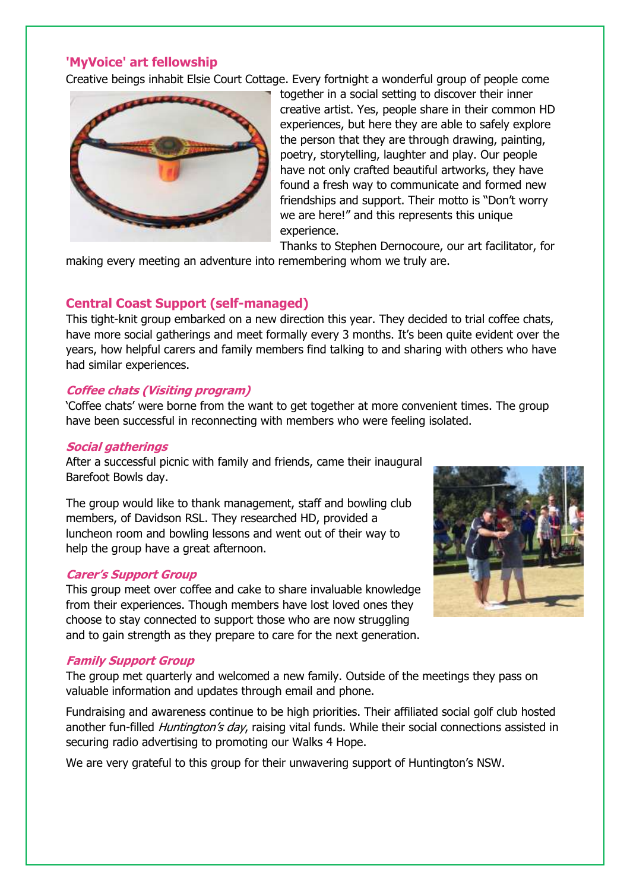## 'MyVoice' art fellowship

Creative beings inhabit Elsie Court Cottage. Every fortnight a wonderful group of people come together in a social setting to discover their inner creative artist. Yes, people share in their common HD experiences, but here they are able to safely explore the person that they are through drawing, painting, poetry, storytelling, laughter and play. Our people have not only crafted beautiful artworks, they have found a fresh way to communicate and formed new friendships and support. Their motto is "Don't worry we are here!" and this represents this unique experience.

Thanks to Stephen Dernocoure, our art facilitator, for making every meeting an adventure into remembering whom we truly are.

## Central Coast Support (self-managed)

This tight-knit group embarked on a new direction this year. They decided to trial coffee chats, have more social gatherings and meet formally every 3 months. It's been quite evident over the years, how helpful carers and family members find talking to and sharing with others who have had similar experiences.

### *Coffee chats (Visiting program)*

'Coffee chats' were borne from the want to get together at more convenient times. The group have been successful in reconnecting with members who were feeling isolated.

### *Social gatherings*

After a successful picnic with family and friends, came their inaugural Barefoot Bowls day.

The group would like to thank management, staff and bowling club members, of Davidson RSL. They researched HD, provided a luncheon room and bowling lessons and went out of their way to help the group have a great afternoon.

### *Carer's Support Group*

This group meet over coffee and cake to share invaluable knowledge from their experiences. Though members have lost loved ones they choose to stay connected to support those who are now struggling and to gain strength as they prepare to care for the next generation.

### *Family Support Group*

The group met quarterly and welcomed a new family. Outside of the meetings they pass on valuable information and updates through email and phone.

Fundraising and awareness continue to be high priorities. Their affiliated social golf club hosted another fun-filled *Huntington's day*, raising vital funds. While their social connections assisted in securing radio advertising to promoting our Walks 4 Hope.

We are very grateful to this group for their unwavering support of Huntington's NSW.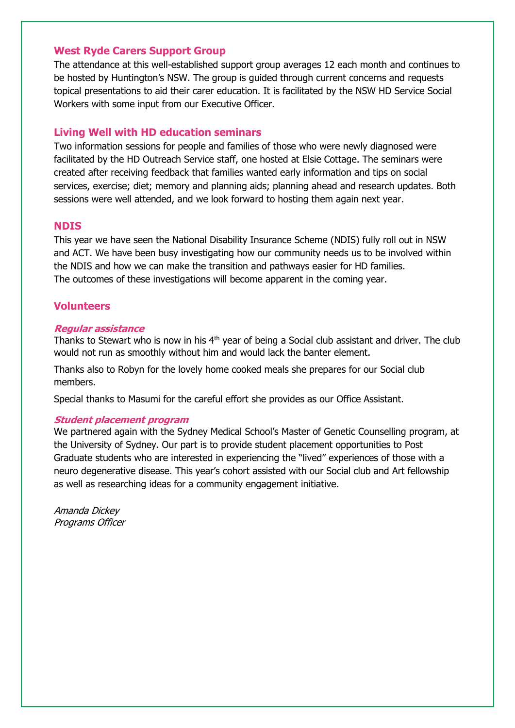## West Ryde Carers Support Group

The attendance at this well-established support group averages 12 each month and continues to be hosted by Huntington's NSW. The group is guided through current concerns and requests topical presentations to aid their carer education. It is facilitated by the NSW HD Service Social Workers with some input from our Executive Officer.

## Living Well with HD education seminars

Two information sessions for people and families of those who were newly diagnosed were facilitated by the HD Outreach Service staff, one hosted at Elsie Cottage. The seminars were created after receiving feedback that families wanted early information and tips on social services, exercise; diet; memory and planning aids; planning ahead and research updates. Both sessions were well attended, and we look forward to hosting them again next year.

## NDIS

This year we have seen the National Disability Insurance Scheme (NDIS) fully roll out in NSW and ACT. We have been busy investigating how our community needs us to be involved within the NDIS and how we can make the transition and pathways easier for HD families. The outcomes of these investigations will become apparent in the coming year.

## Volunteers

### *Regular assistance*

Thanks to Stewart who is now in his 4th year of being a Social club assistant and driver. The club would not run as smoothly without him and would lack the banter element.

Thanks also to Robyn for the lovely home cooked meals she prepares for our Social club members.

Special thanks to Masumi for the careful effort she provides as our Office Assistant.

### *Student placement program*

We partnered again with the Sydney Medical School's Master of Genetic Counselling program, at the University of Sydney. Our part is to provide student placement opportunities to Post Graduate students who are interested in experiencing the "lived" experiences of those with a neuro degenerative disease. This year's cohort assisted with our Social club and Art fellowship as well as researching ideas for a community engagement initiative.

*Amanda Dickey*
*Programs Officer*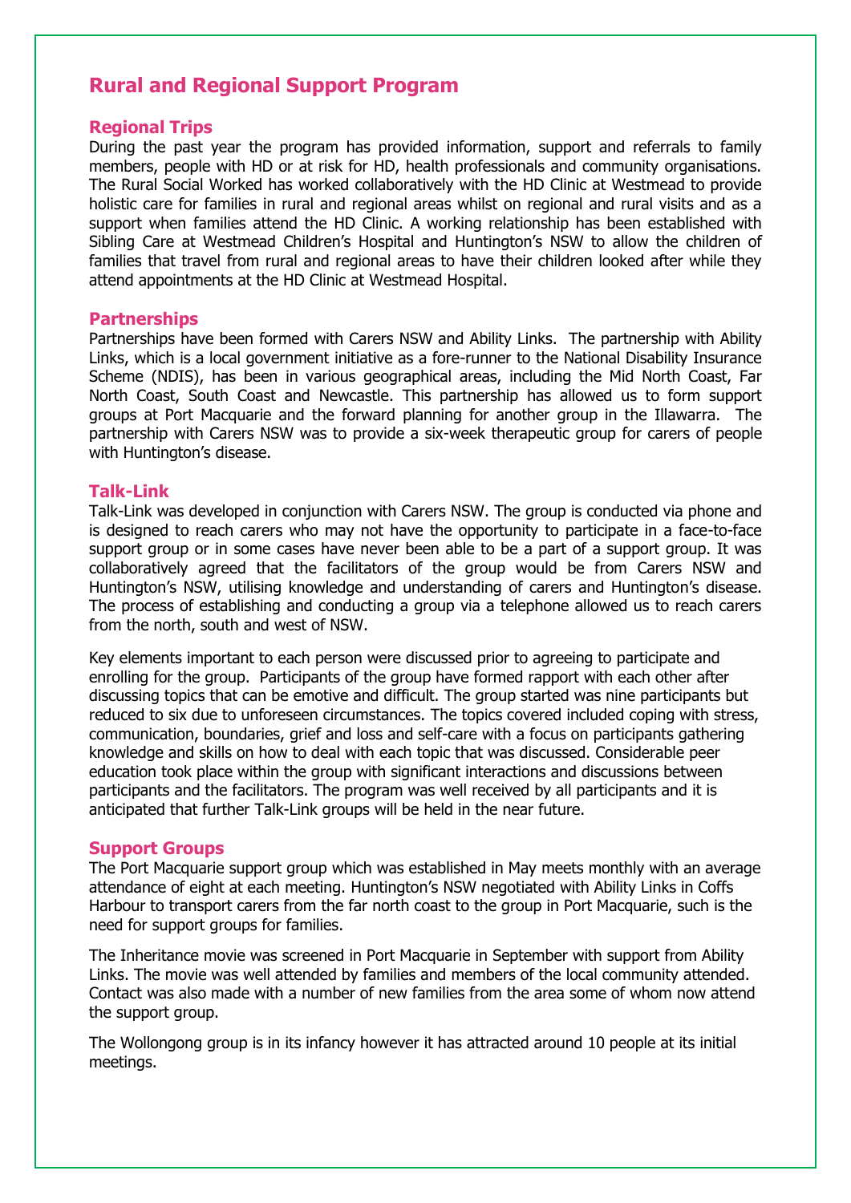## Rural and Regional Support Program

### Regional Trips

During the past year the program has provided information, support and referrals to family members, people with HD or at risk for HD, health professionals and community organisations. The Rural Social Worked has worked collaboratively with the HD Clinic at Westmead to provide holistic care for families in rural and regional areas whilst on regional and rural visits and as a support when families attend the HD Clinic. A working relationship has been established with Sibling Care at Westmead Children's Hospital and Huntington's NSW to allow the children of families that travel from rural and regional areas to have their children looked after while they attend appointments at the HD Clinic at Westmead Hospital.

### Partnerships

Partnerships have been formed with Carers NSW and Ability Links. The partnership with Ability Links, which is a local government initiative as a fore-runner to the National Disability Insurance Scheme (NDIS), has been in various geographical areas, including the Mid North Coast, Far North Coast, South Coast and Newcastle. This partnership has allowed us to form support groups at Port Macquarie and the forward planning for another group in the Illawarra. The partnership with Carers NSW was to provide a six-week therapeutic group for carers of people with Huntington's disease.

### Talk-Link

Talk-Link was developed in conjunction with Carers NSW. The group is conducted via phone and is designed to reach carers who may not have the opportunity to participate in a face-to-face support group or in some cases have never been able to be a part of a support group. It was collaboratively agreed that the facilitators of the group would be from Carers NSW and Huntington's NSW, utilising knowledge and understanding of carers and Huntington's disease. The process of establishing and conducting a group via a telephone allowed us to reach carers from the north, south and west of NSW.

Key elements important to each person were discussed prior to agreeing to participate and enrolling for the group. Participants of the group have formed rapport with each other after discussing topics that can be emotive and difficult. The group started was nine participants but reduced to six due to unforeseen circumstances. The topics covered included coping with stress, communication, boundaries, grief and loss and self-care with a focus on participants gathering knowledge and skills on how to deal with each topic that was discussed. Considerable peer education took place within the group with significant interactions and discussions between participants and the facilitators. The program was well received by all participants and it is anticipated that further Talk-Link groups will be held in the near future.

### Support Groups

The Port Macquarie support group which was established in May meets monthly with an average attendance of eight at each meeting. Huntington's NSW negotiated with Ability Links in Coffs Harbour to transport carers from the far north coast to the group in Port Macquarie, such is the need for support groups for families.

The Inheritance movie was screened in Port Macquarie in September with support from Ability Links. The movie was well attended by families and members of the local community attended. Contact was also made with a number of new families from the area some of whom now attend the support group.

The Wollongong group is in its infancy however it has attracted around 10 people at its initial meetings.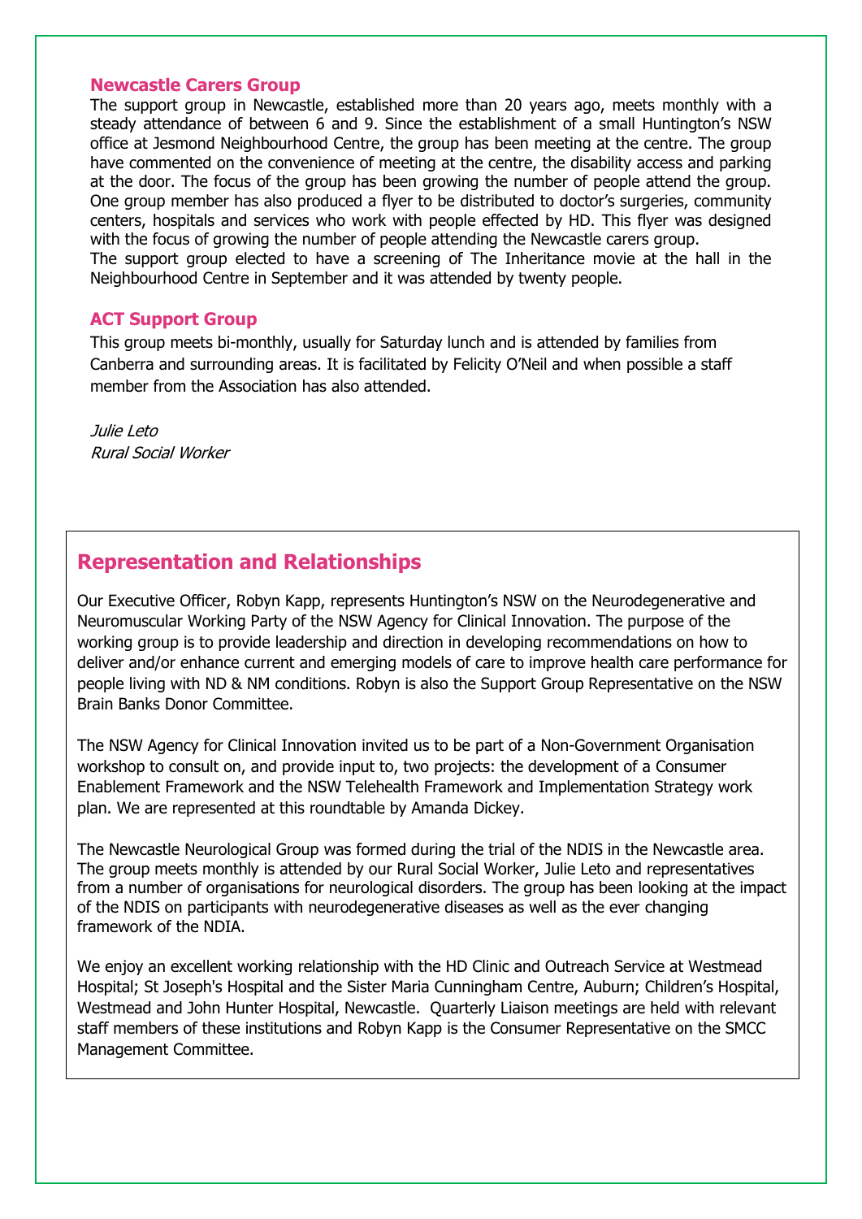### Newcastle Carers Group

The support group in Newcastle, established more than 20 years ago, meets monthly with a steady attendance of between 6 and 9. Since the establishment of a small Huntington's NSW office at Jesmond Neighbourhood Centre, the group has been meeting at the centre. The group have commented on the convenience of meeting at the centre, the disability access and parking at the door. The focus of the group has been growing the number of people attend the group. One group member has also produced a flyer to be distributed to doctor's surgeries, community centers, hospitals and services who work with people effected by HD. This flyer was designed with the focus of growing the number of people attending the Newcastle carers group.
The support group elected to have a screening of The Inheritance movie at the hall in the Neighbourhood Centre in September and it was attended by twenty people.

### ACT Support Group

This group meets bi-monthly, usually for Saturday lunch and is attended by families from Canberra and surrounding areas. It is facilitated by Felicity O'Neil and when possible a staff member from the Association has also attended.

*Julie Leto*
*Rural Social Worker*

## Representation and Relationships

Our Executive Officer, Robyn Kapp, represents Huntington's NSW on the Neurodegenerative and Neuromuscular Working Party of the NSW Agency for Clinical Innovation. The purpose of the working group is to provide leadership and direction in developing recommendations on how to deliver and/or enhance current and emerging models of care to improve health care performance for people living with ND & NM conditions. Robyn is also the Support Group Representative on the NSW Brain Banks Donor Committee.

The NSW Agency for Clinical Innovation invited us to be part of a Non-Government Organisation workshop to consult on, and provide input to, two projects: the development of a Consumer Enablement Framework and the NSW Telehealth Framework and Implementation Strategy work plan. We are represented at this roundtable by Amanda Dickey.

The Newcastle Neurological Group was formed during the trial of the NDIS in the Newcastle area. The group meets monthly is attended by our Rural Social Worker, Julie Leto and representatives from a number of organisations for neurological disorders. The group has been looking at the impact of the NDIS on participants with neurodegenerative diseases as well as the ever changing framework of the NDIA.

We enjoy an excellent working relationship with the HD Clinic and Outreach Service at Westmead Hospital; St Joseph's Hospital and the Sister Maria Cunningham Centre, Auburn; Children's Hospital, Westmead and John Hunter Hospital, Newcastle. Quarterly Liaison meetings are held with relevant staff members of these institutions and Robyn Kapp is the Consumer Representative on the SMCC Management Committee.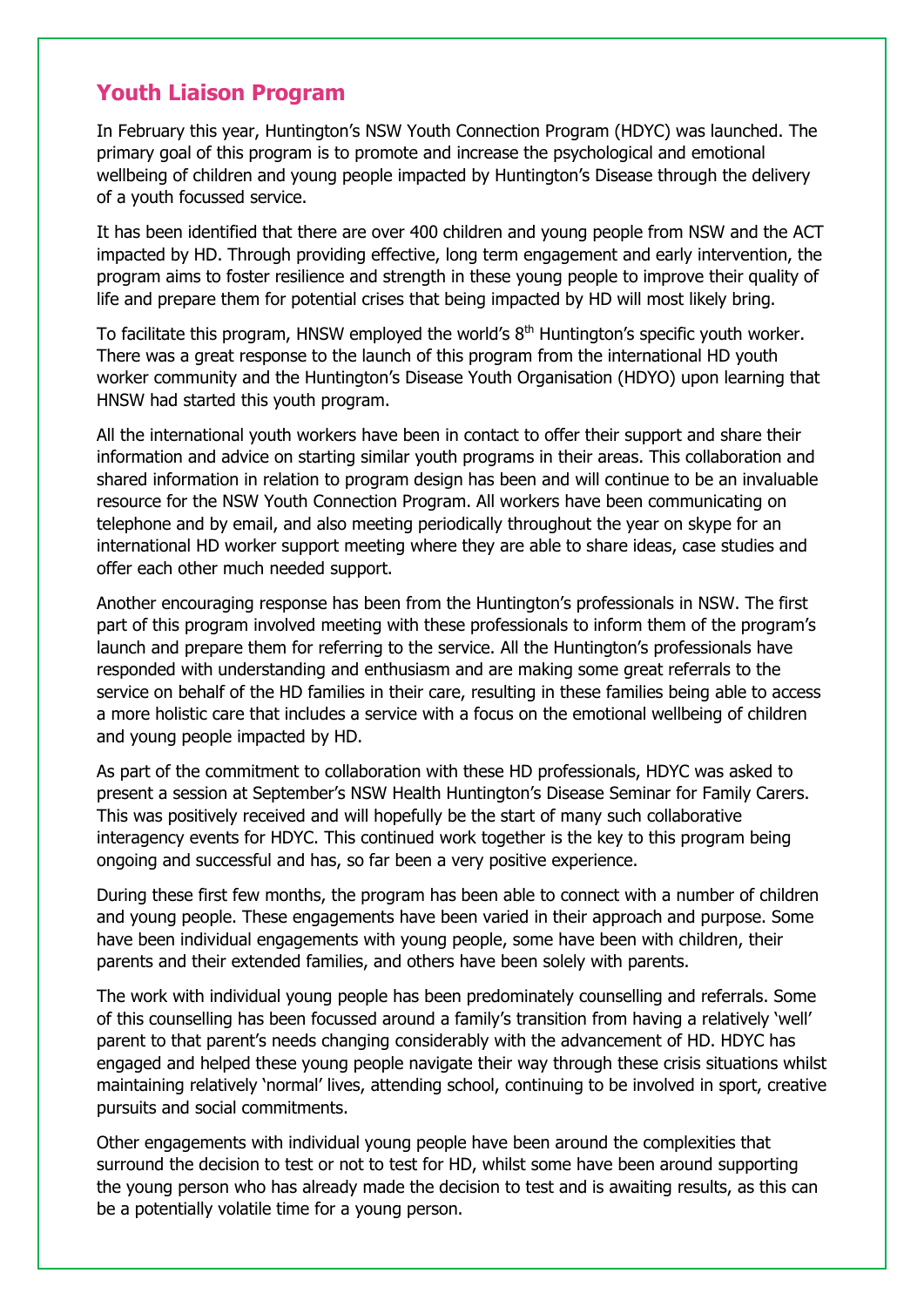## Youth Liaison Program

In February this year, Huntington's NSW Youth Connection Program (HDYC) was launched. The primary goal of this program is to promote and increase the psychological and emotional wellbeing of children and young people impacted by Huntington's Disease through the delivery of a youth focussed service.

It has been identified that there are over 400 children and young people from NSW and the ACT impacted by HD. Through providing effective, long term engagement and early intervention, the program aims to foster resilience and strength in these young people to improve their quality of life and prepare them for potential crises that being impacted by HD will most likely bring.

To facilitate this program, HNSW employed the world's 8th Huntington's specific youth worker. There was a great response to the launch of this program from the international HD youth worker community and the Huntington's Disease Youth Organisation (HDYO) upon learning that HNSW had started this youth program.

All the international youth workers have been in contact to offer their support and share their information and advice on starting similar youth programs in their areas. This collaboration and shared information in relation to program design has been and will continue to be an invaluable resource for the NSW Youth Connection Program. All workers have been communicating on telephone and by email, and also meeting periodically throughout the year on skype for an international HD worker support meeting where they are able to share ideas, case studies and offer each other much needed support.

Another encouraging response has been from the Huntington's professionals in NSW. The first part of this program involved meeting with these professionals to inform them of the program's launch and prepare them for referring to the service. All the Huntington's professionals have responded with understanding and enthusiasm and are making some great referrals to the service on behalf of the HD families in their care, resulting in these families being able to access a more holistic care that includes a service with a focus on the emotional wellbeing of children and young people impacted by HD.

As part of the commitment to collaboration with these HD professionals, HDYC was asked to present a session at September's NSW Health Huntington's Disease Seminar for Family Carers. This was positively received and will hopefully be the start of many such collaborative interagency events for HDYC. This continued work together is the key to this program being ongoing and successful and has, so far been a very positive experience.

During these first few months, the program has been able to connect with a number of children and young people. These engagements have been varied in their approach and purpose. Some have been individual engagements with young people, some have been with children, their parents and their extended families, and others have been solely with parents.

The work with individual young people has been predominately counselling and referrals. Some of this counselling has been focussed around a family's transition from having a relatively 'well' parent to that parent's needs changing considerably with the advancement of HD. HDYC has engaged and helped these young people navigate their way through these crisis situations whilst maintaining relatively 'normal' lives, attending school, continuing to be involved in sport, creative pursuits and social commitments.

Other engagements with individual young people have been around the complexities that surround the decision to test or not to test for HD, whilst some have been around supporting the young person who has already made the decision to test and is awaiting results, as this can be a potentially volatile time for a young person.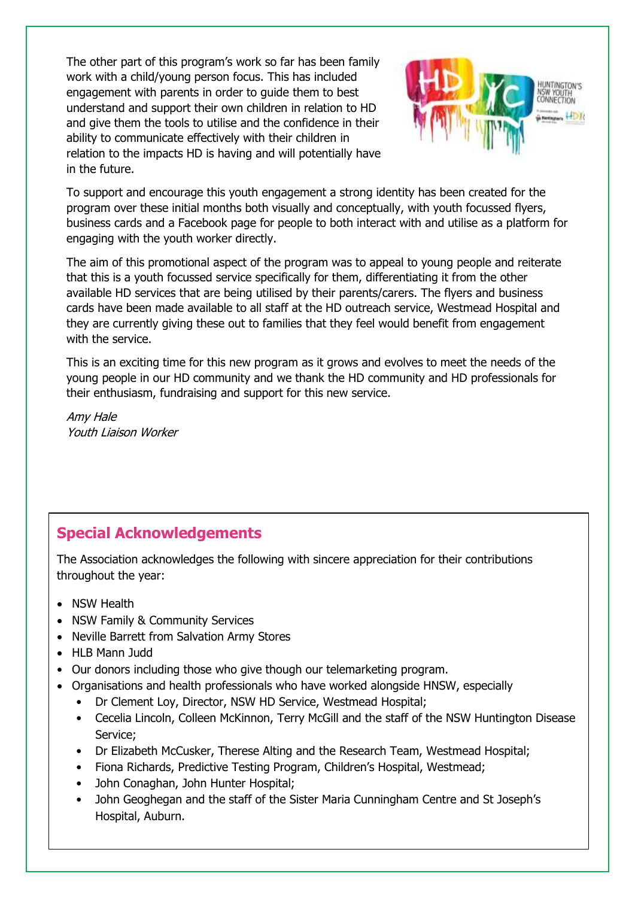The other part of this program's work so far has been family work with a child/young person focus. This has included engagement with parents in order to guide them to best understand and support their own children in relation to HD and give them the tools to utilise and the confidence in their ability to communicate effectively with their children in relation to the impacts HD is having and will potentially have in the future.

To support and encourage this youth engagement a strong identity has been created for the program over these initial months both visually and conceptually, with youth focussed flyers, business cards and a Facebook page for people to both interact with and utilise as a platform for engaging with the youth worker directly.

The aim of this promotional aspect of the program was to appeal to young people and reiterate that this is a youth focussed service specifically for them, differentiating it from the other available HD services that are being utilised by their parents/carers. The flyers and business cards have been made available to all staff at the HD outreach service, Westmead Hospital and they are currently giving these out to families that they feel would benefit from engagement with the service.

This is an exciting time for this new program as it grows and evolves to meet the needs of the young people in our HD community and we thank the HD community and HD professionals for their enthusiasm, fundraising and support for this new service.

*Amy Hale*
*Youth Liaison Worker*

## Special Acknowledgements

The Association acknowledges the following with sincere appreciation for their contributions throughout the year:

- NSW Health
- NSW Family & Community Services
- Neville Barrett from Salvation Army Stores
- HLB Mann Judd
- Our donors including those who give though our telemarketing program.
- Organisations and health professionals who have worked alongside HNSW, especially
  - Dr Clement Loy, Director, NSW HD Service, Westmead Hospital;
  - Cecelia Lincoln, Colleen McKinnon, Terry McGill and the staff of the NSW Huntington Disease Service;
  - Dr Elizabeth McCusker, Therese Alting and the Research Team, Westmead Hospital;
  - Fiona Richards, Predictive Testing Program, Children's Hospital, Westmead;
  - John Conaghan, John Hunter Hospital;
  - John Geoghegan and the staff of the Sister Maria Cunningham Centre and St Joseph's Hospital, Auburn.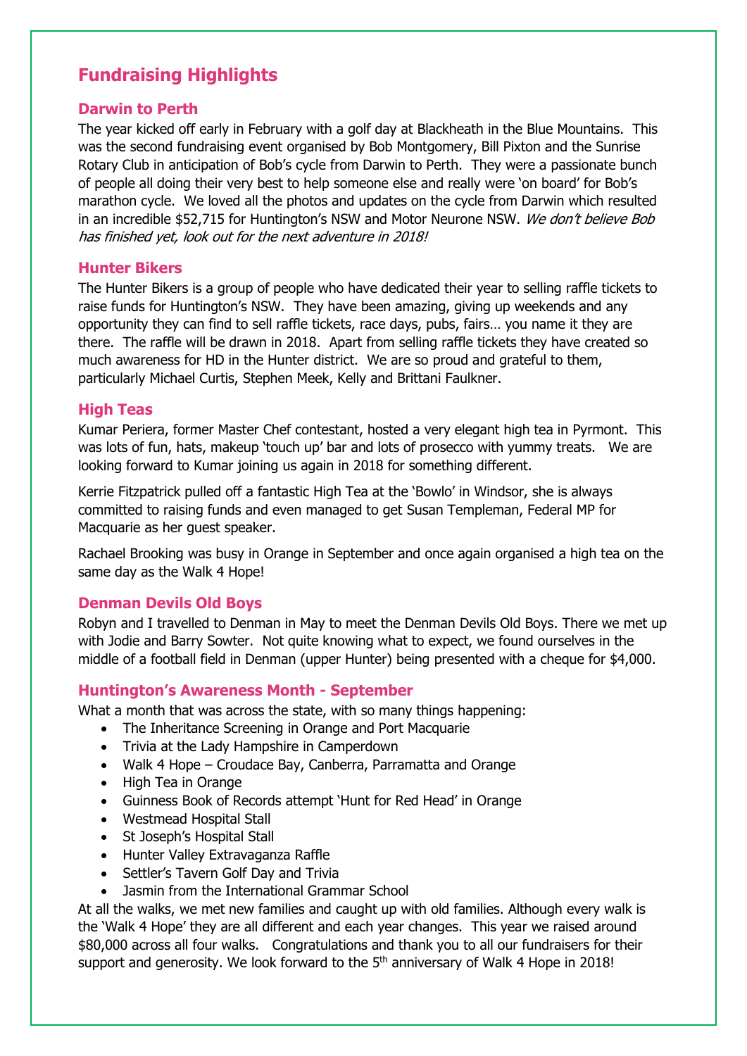## Fundraising Highlights

### Darwin to Perth

The year kicked off early in February with a golf day at Blackheath in the Blue Mountains. This was the second fundraising event organised by Bob Montgomery, Bill Pixton and the Sunrise Rotary Club in anticipation of Bob's cycle from Darwin to Perth. They were a passionate bunch of people all doing their very best to help someone else and really were 'on board' for Bob's marathon cycle. We loved all the photos and updates on the cycle from Darwin which resulted in an incredible $52,715 for Huntington's NSW and Motor Neurone NSW. *We don't believe Bob has finished yet, look out for the next adventure in 2018!*

### Hunter Bikers

The Hunter Bikers is a group of people who have dedicated their year to selling raffle tickets to raise funds for Huntington's NSW. They have been amazing, giving up weekends and any opportunity they can find to sell raffle tickets, race days, pubs, fairs… you name it they are there. The raffle will be drawn in 2018. Apart from selling raffle tickets they have created so much awareness for HD in the Hunter district. We are so proud and grateful to them, particularly Michael Curtis, Stephen Meek, Kelly and Brittani Faulkner.

### High Teas

Kumar Periera, former Master Chef contestant, hosted a very elegant high tea in Pyrmont. This was lots of fun, hats, makeup 'touch up' bar and lots of prosecco with yummy treats. We are looking forward to Kumar joining us again in 2018 for something different.

Kerrie Fitzpatrick pulled off a fantastic High Tea at the 'Bowlo' in Windsor, she is always committed to raising funds and even managed to get Susan Templeman, Federal MP for Macquarie as her guest speaker.

Rachael Brooking was busy in Orange in September and once again organised a high tea on the same day as the Walk 4 Hope!

### Denman Devils Old Boys

Robyn and I travelled to Denman in May to meet the Denman Devils Old Boys. There we met up with Jodie and Barry Sowter. Not quite knowing what to expect, we found ourselves in the middle of a football field in Denman (upper Hunter) being presented with a cheque for $4,000.

### Huntington's Awareness Month - September

What a month that was across the state, with so many things happening:

- The Inheritance Screening in Orange and Port Macquarie
- Trivia at the Lady Hampshire in Camperdown
- Walk 4 Hope – Croudace Bay, Canberra, Parramatta and Orange
- High Tea in Orange
- Guinness Book of Records attempt 'Hunt for Red Head' in Orange
- Westmead Hospital Stall
- St Joseph's Hospital Stall
- Hunter Valley Extravaganza Raffle
- Settler's Tavern Golf Day and Trivia
- Jasmin from the International Grammar School

At all the walks, we met new families and caught up with old families. Although every walk is the 'Walk 4 Hope' they are all different and each year changes. This year we raised around $80,000 across all four walks. Congratulations and thank you to all our fundraisers for their support and generosity. We look forward to the 5th anniversary of Walk 4 Hope in 2018!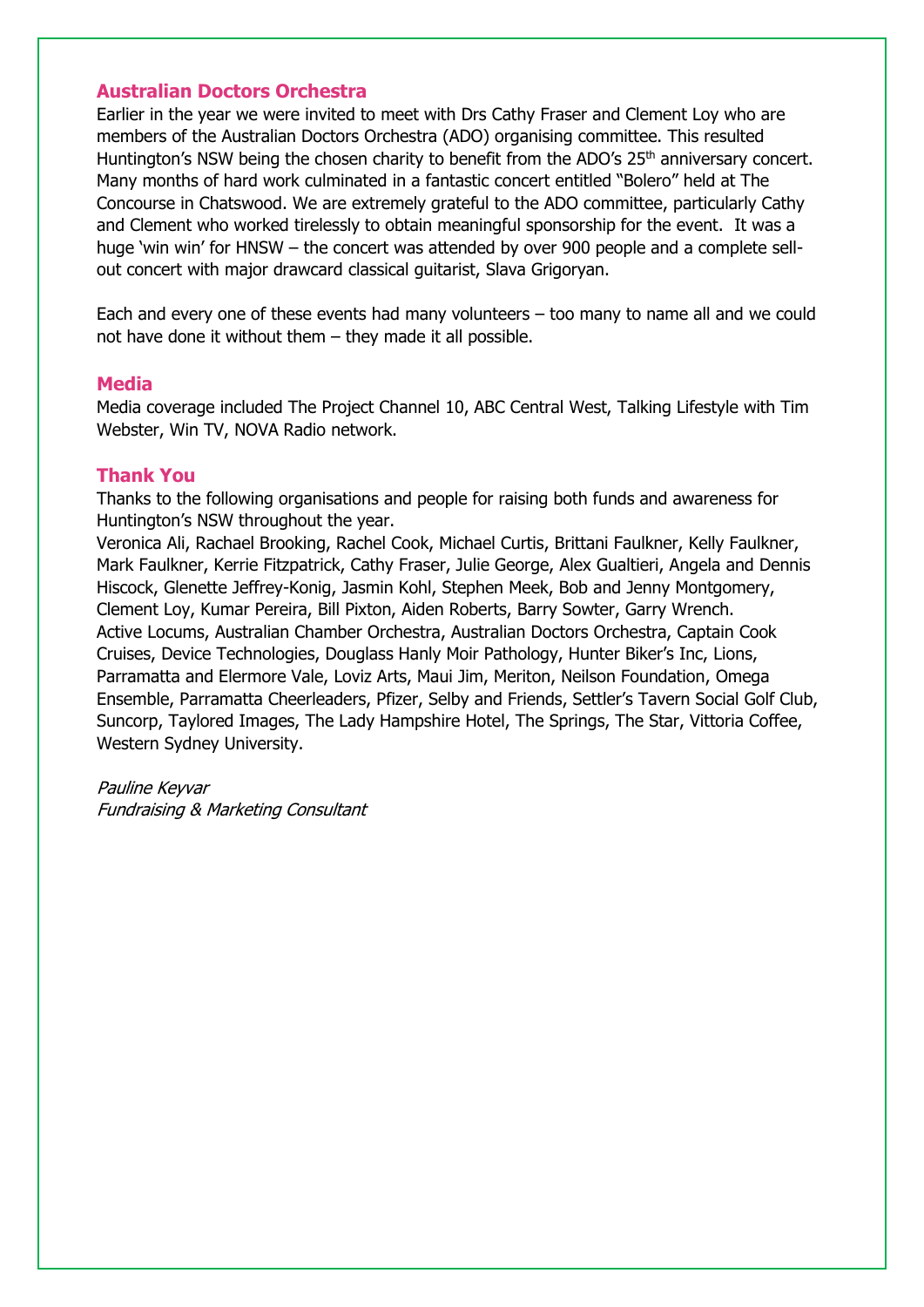## Australian Doctors Orchestra

Earlier in the year we were invited to meet with Drs Cathy Fraser and Clement Loy who are members of the Australian Doctors Orchestra (ADO) organising committee. This resulted Huntington's NSW being the chosen charity to benefit from the ADO's 25th anniversary concert. Many months of hard work culminated in a fantastic concert entitled "Bolero" held at The Concourse in Chatswood. We are extremely grateful to the ADO committee, particularly Cathy and Clement who worked tirelessly to obtain meaningful sponsorship for the event. It was a huge 'win win' for HNSW – the concert was attended by over 900 people and a complete sell-out concert with major drawcard classical guitarist, Slava Grigoryan.

Each and every one of these events had many volunteers – too many to name all and we could not have done it without them – they made it all possible.

## Media

Media coverage included The Project Channel 10, ABC Central West, Talking Lifestyle with Tim Webster, Win TV, NOVA Radio network.

## Thank You

Thanks to the following organisations and people for raising both funds and awareness for Huntington's NSW throughout the year.

Veronica Ali, Rachael Brooking, Rachel Cook, Michael Curtis, Brittani Faulkner, Kelly Faulkner, Mark Faulkner, Kerrie Fitzpatrick, Cathy Fraser, Julie George, Alex Gualtieri, Angela and Dennis Hiscock, Glenette Jeffrey-Konig, Jasmin Kohl, Stephen Meek, Bob and Jenny Montgomery, Clement Loy, Kumar Pereira, Bill Pixton, Aiden Roberts, Barry Sowter, Garry Wrench.

Active Locums, Australian Chamber Orchestra, Australian Doctors Orchestra, Captain Cook Cruises, Device Technologies, Douglass Hanly Moir Pathology, Hunter Biker's Inc, Lions, Parramatta and Elermore Vale, Loviz Arts, Maui Jim, Meriton, Neilson Foundation, Omega Ensemble, Parramatta Cheerleaders, Pfizer, Selby and Friends, Settler's Tavern Social Golf Club, Suncorp, Taylored Images, The Lady Hampshire Hotel, The Springs, The Star, Vittoria Coffee, Western Sydney University.

*Pauline Keyvar*
*Fundraising & Marketing Consultant*